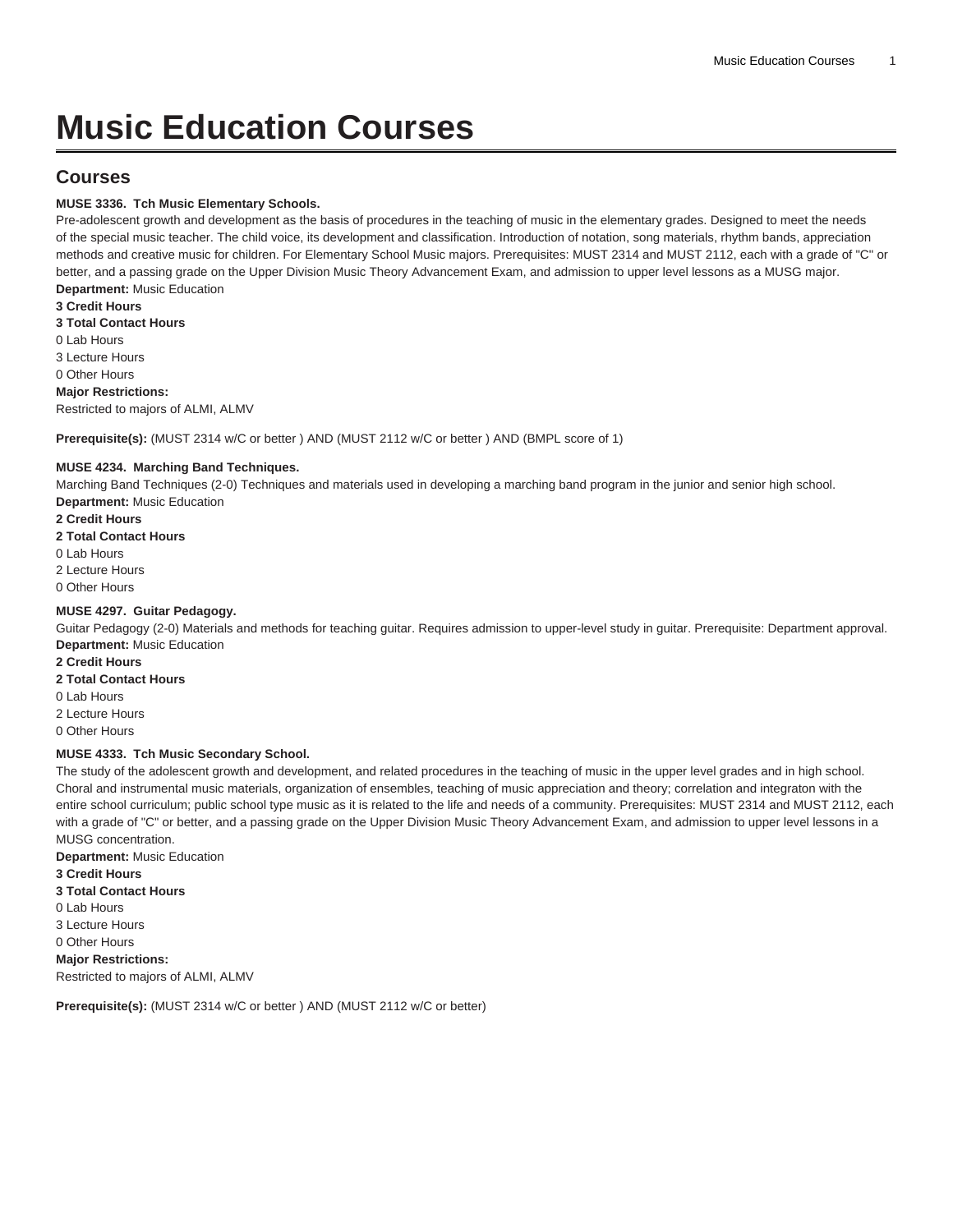# Music Education Courses

## Courses

**MUSE 3336. Tch Music Elementary Schools.**

Pre-adolescent growth and development as the basis of procedures in the teaching of music in the elementary grades. Designed to meet the needs of the special music teacher. The child voice, its development and classification. Introduction of notation, song materials, rhythm bands, appreciation methods and creative music for children. For Elementary School Music majors. Prerequisites: MUST 2314 and MUST 2112, each with a grade of "C" or better, and a passing grade on the Upper Division Music Theory Advancement Exam, and admission to upper level lessons as a MUSG major.

**Department:** Music Education
**3 Credit Hours**
**3 Total Contact Hours**
0 Lab Hours
3 Lecture Hours
0 Other Hours
**Major Restrictions:**
Restricted to majors of ALMI, ALMV

**Prerequisite(s):** (MUST 2314 w/C or better ) AND (MUST 2112 w/C or better ) AND (BMPL score of 1)

**MUSE 4234. Marching Band Techniques.**

Marching Band Techniques (2-0) Techniques and materials used in developing a marching band program in the junior and senior high school.

**Department:** Music Education
**2 Credit Hours**
**2 Total Contact Hours**
0 Lab Hours
2 Lecture Hours
0 Other Hours

**MUSE 4297. Guitar Pedagogy.**

Guitar Pedagogy (2-0) Materials and methods for teaching guitar. Requires admission to upper-level study in guitar. Prerequisite: Department approval.

**Department:** Music Education
**2 Credit Hours**
**2 Total Contact Hours**
0 Lab Hours
2 Lecture Hours
0 Other Hours

**MUSE 4333. Tch Music Secondary School.**

The study of the adolescent growth and development, and related procedures in the teaching of music in the upper level grades and in high school. Choral and instrumental music materials, organization of ensembles, teaching of music appreciation and theory; correlation and integraton with the entire school curriculum; public school type music as it is related to the life and needs of a community. Prerequisites: MUST 2314 and MUST 2112, each with a grade of "C" or better, and a passing grade on the Upper Division Music Theory Advancement Exam, and admission to upper level lessons in a MUSG concentration.

**Department:** Music Education
**3 Credit Hours**
**3 Total Contact Hours**
0 Lab Hours
3 Lecture Hours
0 Other Hours
**Major Restrictions:**
Restricted to majors of ALMI, ALMV

**Prerequisite(s):** (MUST 2314 w/C or better ) AND (MUST 2112 w/C or better)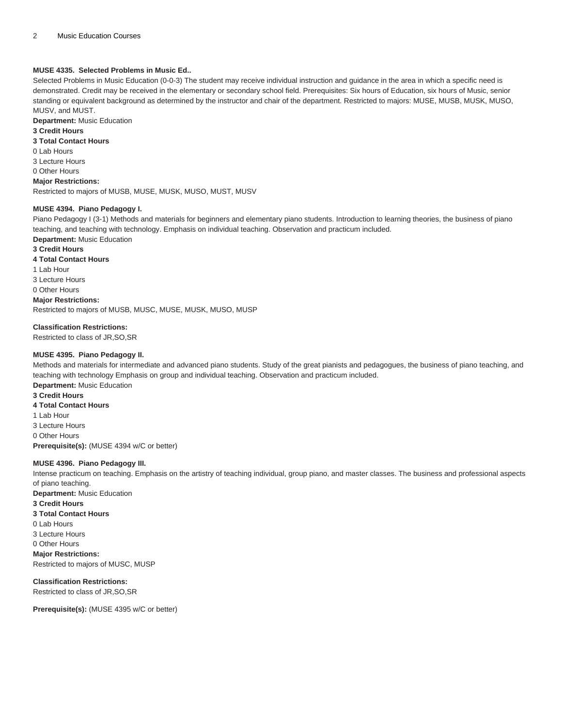**MUSE 4335. Selected Problems in Music Ed..**

Selected Problems in Music Education (0-0-3) The student may receive individual instruction and guidance in the area in which a specific need is demonstrated. Credit may be received in the elementary or secondary school field. Prerequisites: Six hours of Education, six hours of Music, senior standing or equivalent background as determined by the instructor and chair of the department. Restricted to majors: MUSE, MUSB, MUSK, MUSO, MUSV, and MUST.

**Department:** Music Education

**3 Credit Hours**

**3 Total Contact Hours**

0 Lab Hours

3 Lecture Hours

0 Other Hours

**Major Restrictions:**

Restricted to majors of MUSB, MUSE, MUSK, MUSO, MUST, MUSV

**MUSE 4394. Piano Pedagogy I.**

Piano Pedagogy I (3-1) Methods and materials for beginners and elementary piano students. Introduction to learning theories, the business of piano teaching, and teaching with technology. Emphasis on individual teaching. Observation and practicum included.

**Department:** Music Education

**3 Credit Hours**

**4 Total Contact Hours**

1 Lab Hour

3 Lecture Hours

0 Other Hours

**Major Restrictions:**

Restricted to majors of MUSB, MUSC, MUSE, MUSK, MUSO, MUSP

**Classification Restrictions:**

Restricted to class of JR,SO,SR

**MUSE 4395. Piano Pedagogy II.**

Methods and materials for intermediate and advanced piano students. Study of the great pianists and pedagogues, the business of piano teaching, and teaching with technology Emphasis on group and individual teaching. Observation and practicum included.

**Department:** Music Education

**3 Credit Hours**

**4 Total Contact Hours**

1 Lab Hour

3 Lecture Hours

0 Other Hours

**Prerequisite(s):** (MUSE 4394 w/C or better)

**MUSE 4396. Piano Pedagogy III.**

Intense practicum on teaching. Emphasis on the artistry of teaching individual, group piano, and master classes. The business and professional aspects of piano teaching.

**Department:** Music Education

**3 Credit Hours**

**3 Total Contact Hours**

0 Lab Hours

3 Lecture Hours

0 Other Hours

**Major Restrictions:**

Restricted to majors of MUSC, MUSP

**Classification Restrictions:**

Restricted to class of JR,SO,SR

**Prerequisite(s):** (MUSE 4395 w/C or better)